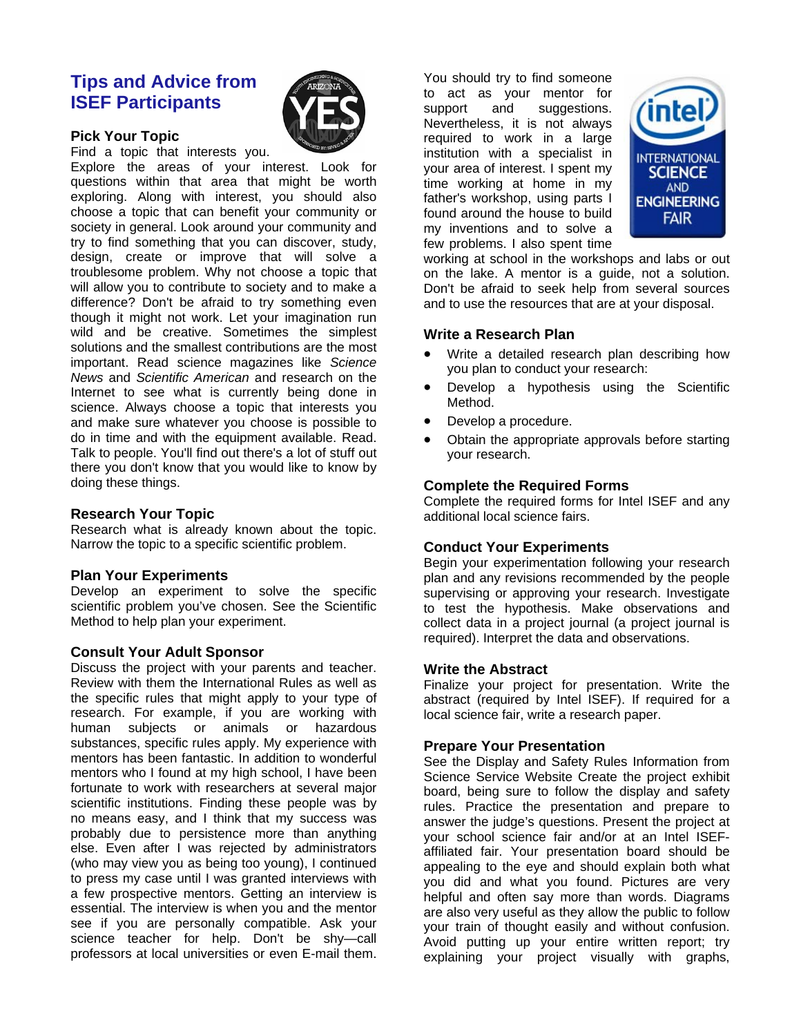## Tips and Advice from ISEF Participants

### Pick Your Topic

Find a topic that interests you. Explore the areas of your interest. Look for questions within that area that might be worth exploring. Along with interest, you should also choose a topic that can benefit your community or society in general. Look around your community and try to find something that you can discover, study, design, create or improve that will solve a troublesome problem. Why not choose a topic that will allow you to contribute to society and to make a difference? Don't be afraid to try something even though it might not work. Let your imagination run wild and be creative. Sometimes the simplest solutions and the smallest contributions are the most important. Read science magazines like *Science News* and *Scientific American* and research on the Internet to see what is currently being done in science. Always choose a topic that interests you and make sure whatever you choose is possible to do in time and with the equipment available. Read. Talk to people. You'll find out there's a lot of stuff out there you don't know that you would like to know by doing these things.

### Research Your Topic

Research what is already known about the topic. Narrow the topic to a specific scientific problem.

### Plan Your Experiments

Develop an experiment to solve the specific scientific problem you've chosen. See the Scientific Method to help plan your experiment.

### Consult Your Adult Sponsor

Discuss the project with your parents and teacher. Review with them the International Rules as well as the specific rules that might apply to your type of research. For example, if you are working with human subjects or animals or hazardous substances, specific rules apply. My experience with mentors has been fantastic. In addition to wonderful mentors who I found at my high school, I have been fortunate to work with researchers at several major scientific institutions. Finding these people was by no means easy, and I think that my success was probably due to persistence more than anything else. Even after I was rejected by administrators (who may view you as being too young), I continued to press my case until I was granted interviews with a few prospective mentors. Getting an interview is essential. The interview is when you and the mentor see if you are personally compatible. Ask your science teacher for help. Don't be shy—call professors at local universities or even E-mail them. You should try to find someone to act as your mentor for support and suggestions. Nevertheless, it is not always required to work in a large institution with a specialist in your area of interest. I spent my time working at home in my father's workshop, using parts I found around the house to build my inventions and to solve a few problems. I also spent time working at school in the workshops and labs or out on the lake. A mentor is a guide, not a solution. Don't be afraid to seek help from several sources and to use the resources that are at your disposal.

### Write a Research Plan

- Write a detailed research plan describing how you plan to conduct your research:
- Develop a hypothesis using the Scientific Method.
- Develop a procedure.
- Obtain the appropriate approvals before starting your research.

### Complete the Required Forms

Complete the required forms for Intel ISEF and any additional local science fairs.

### Conduct Your Experiments

Begin your experimentation following your research plan and any revisions recommended by the people supervising or approving your research. Investigate to test the hypothesis. Make observations and collect data in a project journal (a project journal is required). Interpret the data and observations.

### Write the Abstract

Finalize your project for presentation. Write the abstract (required by Intel ISEF). If required for a local science fair, write a research paper.

### Prepare Your Presentation

See the Display and Safety Rules Information from Science Service Website Create the project exhibit board, being sure to follow the display and safety rules. Practice the presentation and prepare to answer the judge's questions. Present the project at your school science fair and/or at an Intel ISEF-affiliated fair. Your presentation board should be appealing to the eye and should explain both what you did and what you found. Pictures are very helpful and often say more than words. Diagrams are also very useful as they allow the public to follow your train of thought easily and without confusion. Avoid putting up your entire written report; try explaining your project visually with graphs,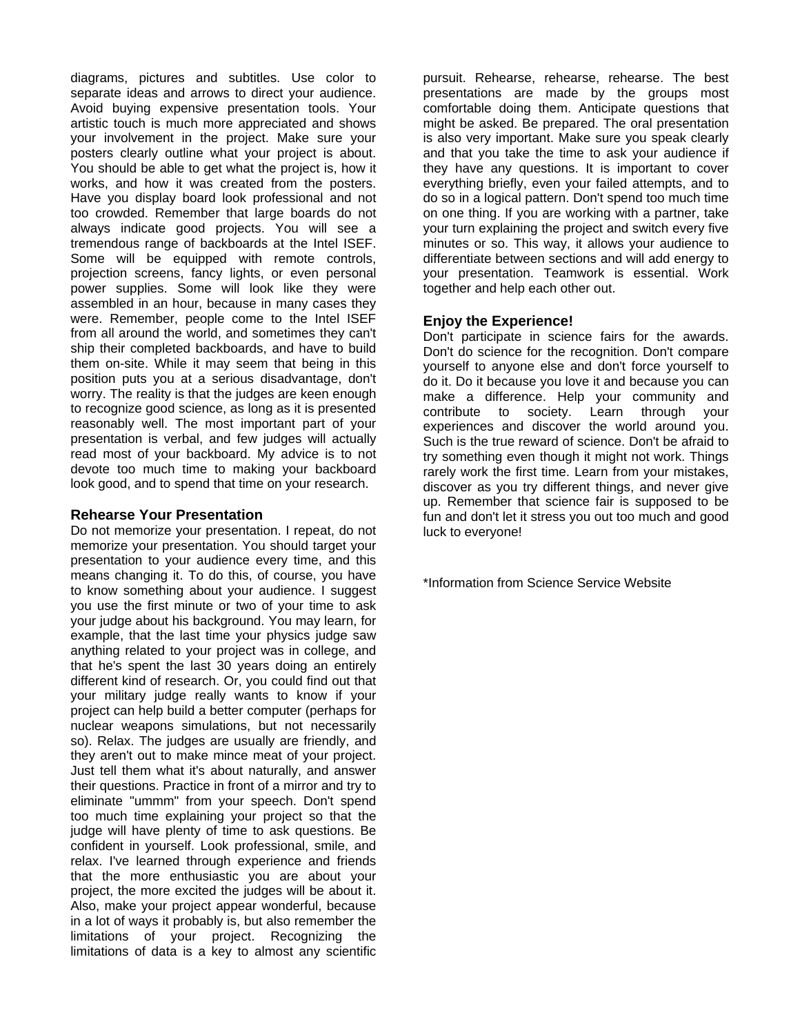diagrams, pictures and subtitles. Use color to separate ideas and arrows to direct your audience. Avoid buying expensive presentation tools. Your artistic touch is much more appreciated and shows your involvement in the project. Make sure your posters clearly outline what your project is about. You should be able to get what the project is, how it works, and how it was created from the posters. Have you display board look professional and not too crowded. Remember that large boards do not always indicate good projects. You will see a tremendous range of backboards at the Intel ISEF. Some will be equipped with remote controls, projection screens, fancy lights, or even personal power supplies. Some will look like they were assembled in an hour, because in many cases they were. Remember, people come to the Intel ISEF from all around the world, and sometimes they can't ship their completed backboards, and have to build them on-site. While it may seem that being in this position puts you at a serious disadvantage, don't worry. The reality is that the judges are keen enough to recognize good science, as long as it is presented reasonably well. The most important part of your presentation is verbal, and few judges will actually read most of your backboard. My advice is to not devote too much time to making your backboard look good, and to spend that time on your research.

### Rehearse Your Presentation

Do not memorize your presentation. I repeat, do not memorize your presentation. You should target your presentation to your audience every time, and this means changing it. To do this, of course, you have to know something about your audience. I suggest you use the first minute or two of your time to ask your judge about his background. You may learn, for example, that the last time your physics judge saw anything related to your project was in college, and that he's spent the last 30 years doing an entirely different kind of research. Or, you could find out that your military judge really wants to know if your project can help build a better computer (perhaps for nuclear weapons simulations, but not necessarily so). Relax. The judges are usually are friendly, and they aren't out to make mince meat of your project. Just tell them what it's about naturally, and answer their questions. Practice in front of a mirror and try to eliminate "ummm" from your speech. Don't spend too much time explaining your project so that the judge will have plenty of time to ask questions. Be confident in yourself. Look professional, smile, and relax. I've learned through experience and friends that the more enthusiastic you are about your project, the more excited the judges will be about it. Also, make your project appear wonderful, because in a lot of ways it probably is, but also remember the limitations of your project. Recognizing the limitations of data is a key to almost any scientific pursuit. Rehearse, rehearse, rehearse. The best presentations are made by the groups most comfortable doing them. Anticipate questions that might be asked. Be prepared. The oral presentation is also very important. Make sure you speak clearly and that you take the time to ask your audience if they have any questions. It is important to cover everything briefly, even your failed attempts, and to do so in a logical pattern. Don't spend too much time on one thing. If you are working with a partner, take your turn explaining the project and switch every five minutes or so. This way, it allows your audience to differentiate between sections and will add energy to your presentation. Teamwork is essential. Work together and help each other out.

### Enjoy the Experience!

Don't participate in science fairs for the awards. Don't do science for the recognition. Don't compare yourself to anyone else and don't force yourself to do it. Do it because you love it and because you can make a difference. Help your community and contribute to society. Learn through your experiences and discover the world around you. Such is the true reward of science. Don't be afraid to try something even though it might not work. Things rarely work the first time. Learn from your mistakes, discover as you try different things, and never give up. Remember that science fair is supposed to be fun and don't let it stress you out too much and good luck to everyone!

*Information from Science Service Website